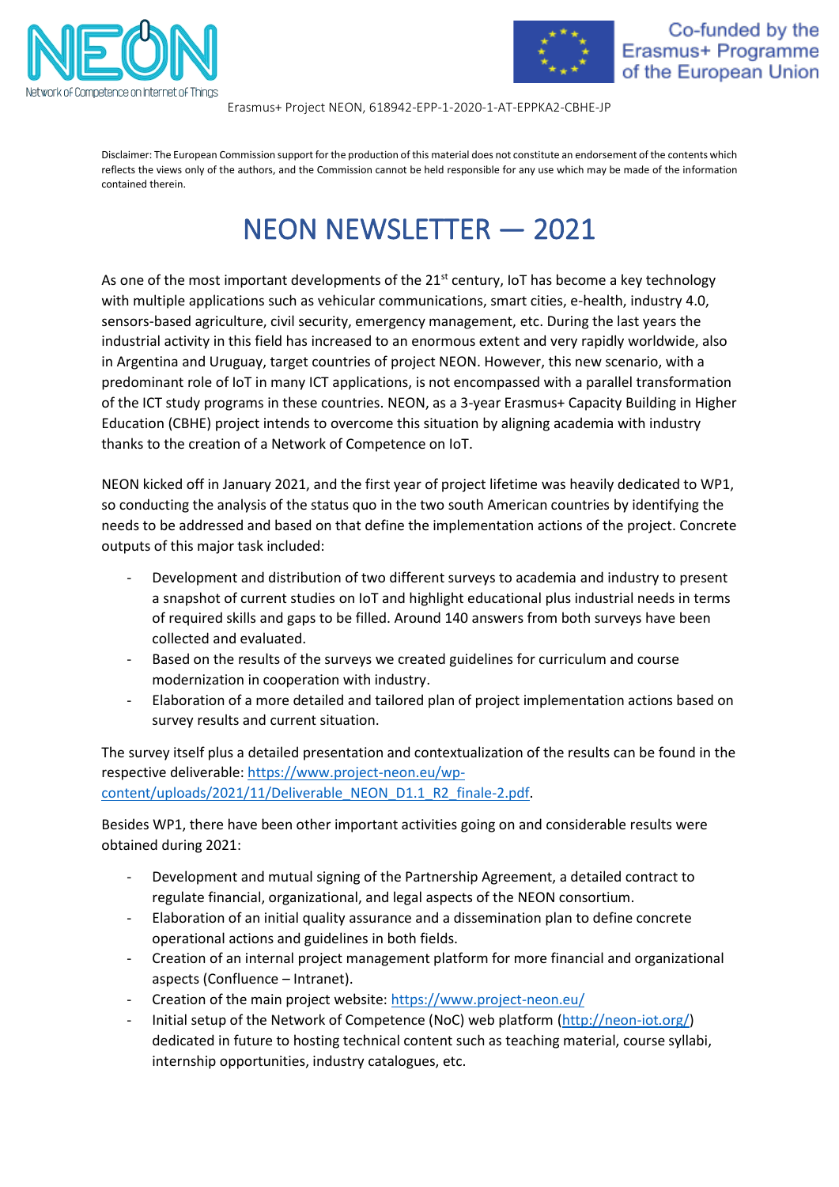Erasmus+ Project NEON, 618942-EPP-1-2020-1-AT-EPPKA2-CBHE-JP

Disclaimer: The European Commission support for the production of this material does not constitute an endorsement of the contents which reflects the views only of the authors, and the Commission cannot be held responsible for any use which may be made of the information contained therein.

# NEON NEWSLETTER — 2021

As one of the most important developments of the 21st century, IoT has become a key technology with multiple applications such as vehicular communications, smart cities, e-health, industry 4.0, sensors-based agriculture, civil security, emergency management, etc. During the last years the industrial activity in this field has increased to an enormous extent and very rapidly worldwide, also in Argentina and Uruguay, target countries of project NEON. However, this new scenario, with a predominant role of IoT in many ICT applications, is not encompassed with a parallel transformation of the ICT study programs in these countries. NEON, as a 3-year Erasmus+ Capacity Building in Higher Education (CBHE) project intends to overcome this situation by aligning academia with industry thanks to the creation of a Network of Competence on IoT.

NEON kicked off in January 2021, and the first year of project lifetime was heavily dedicated to WP1, so conducting the analysis of the status quo in the two south American countries by identifying the needs to be addressed and based on that define the implementation actions of the project. Concrete outputs of this major task included:

- Development and distribution of two different surveys to academia and industry to present a snapshot of current studies on IoT and highlight educational plus industrial needs in terms of required skills and gaps to be filled. Around 140 answers from both surveys have been collected and evaluated.
- Based on the results of the surveys we created guidelines for curriculum and course modernization in cooperation with industry.
- Elaboration of a more detailed and tailored plan of project implementation actions based on survey results and current situation.

The survey itself plus a detailed presentation and contextualization of the results can be found in the respective deliverable: https://www.project-neon.eu/wp-content/uploads/2021/11/Deliverable_NEON_D1.1_R2_finale-2.pdf.

Besides WP1, there have been other important activities going on and considerable results were obtained during 2021:

- Development and mutual signing of the Partnership Agreement, a detailed contract to regulate financial, organizational, and legal aspects of the NEON consortium.
- Elaboration of an initial quality assurance and a dissemination plan to define concrete operational actions and guidelines in both fields.
- Creation of an internal project management platform for more financial and organizational aspects (Confluence – Intranet).
- Creation of the main project website: https://www.project-neon.eu/
- Initial setup of the Network of Competence (NoC) web platform (http://neon-iot.org/) dedicated in future to hosting technical content such as teaching material, course syllabi, internship opportunities, industry catalogues, etc.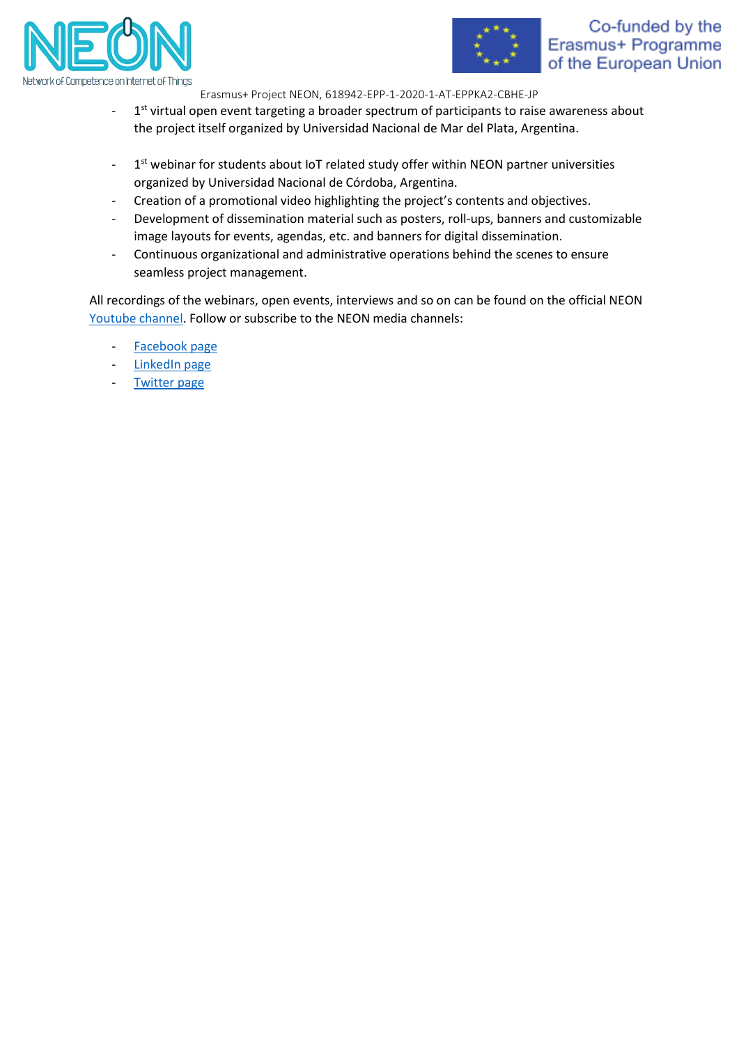- 1st virtual open event targeting a broader spectrum of participants to raise awareness about the project itself organized by Universidad Nacional de Mar del Plata, Argentina.

- 1st webinar for students about IoT related study offer within NEON partner universities organized by Universidad Nacional de Córdoba, Argentina.
- Creation of a promotional video highlighting the project's contents and objectives.
- Development of dissemination material such as posters, roll-ups, banners and customizable image layouts for events, agendas, etc. and banners for digital dissemination.
- Continuous organizational and administrative operations behind the scenes to ensure seamless project management.

All recordings of the webinars, open events, interviews and so on can be found on the official NEON Youtube channel. Follow or subscribe to the NEON media channels:

- Facebook page
- LinkedIn page
- Twitter page